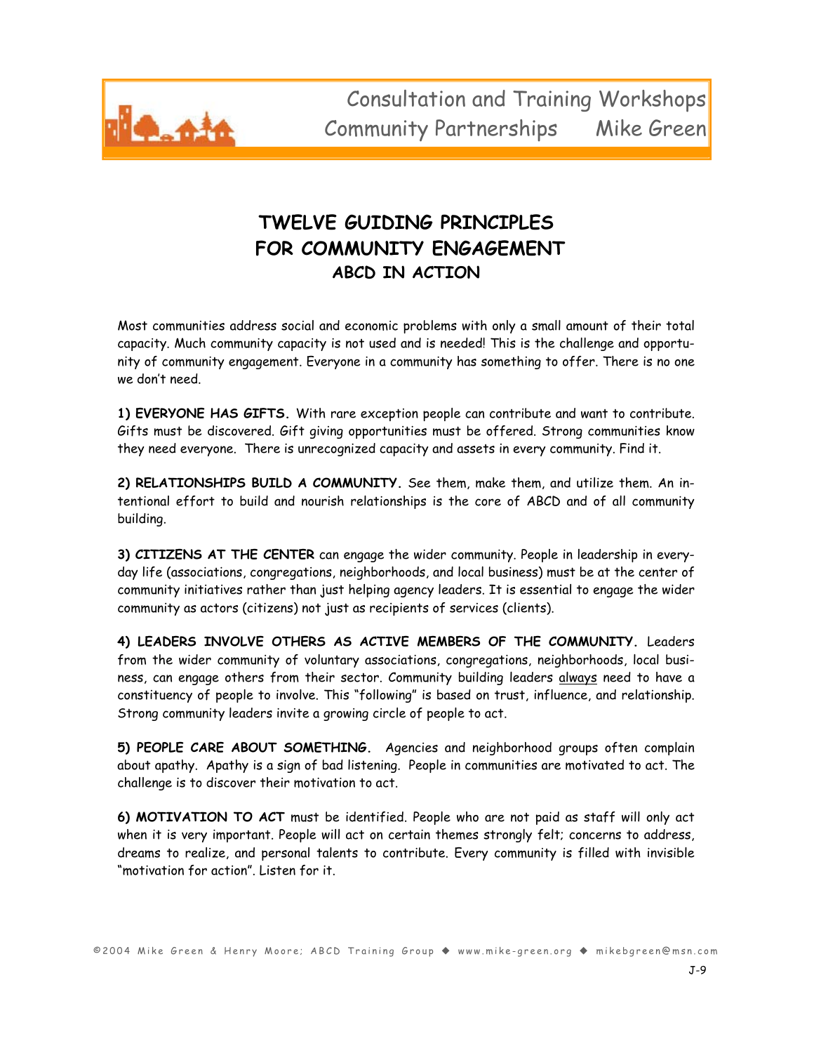Consultation and Training Workshops
Community Partnerships     Mike Green

# TWELVE GUIDING PRINCIPLES FOR COMMUNITY ENGAGEMENT

## ABCD IN ACTION

Most communities address social and economic problems with only a small amount of their total capacity. Much community capacity is not used and is needed! This is the challenge and opportunity of community engagement. Everyone in a community has something to offer. There is no one we don't need.

**1) EVERYONE HAS GIFTS.** With rare exception people can contribute and want to contribute. Gifts must be discovered. Gift giving opportunities must be offered. Strong communities know they need everyone. There is unrecognized capacity and assets in every community. Find it.

**2) RELATIONSHIPS BUILD A COMMUNITY.** See them, make them, and utilize them. An intentional effort to build and nourish relationships is the core of ABCD and of all community building.

**3) CITIZENS AT THE CENTER** can engage the wider community. People in leadership in everyday life (associations, congregations, neighborhoods, and local business) must be at the center of community initiatives rather than just helping agency leaders. It is essential to engage the wider community as actors (citizens) not just as recipients of services (clients).

**4) LEADERS INVOLVE OTHERS AS ACTIVE MEMBERS OF THE COMMUNITY.** Leaders from the wider community of voluntary associations, congregations, neighborhoods, local business, can engage others from their sector. Community building leaders <u>always</u> need to have a constituency of people to involve. This "following" is based on trust, influence, and relationship. Strong community leaders invite a growing circle of people to act.

**5) PEOPLE CARE ABOUT SOMETHING.** Agencies and neighborhood groups often complain about apathy. Apathy is a sign of bad listening. People in communities are motivated to act. The challenge is to discover their motivation to act.

**6) MOTIVATION TO ACT** must be identified. People who are not paid as staff will only act when it is very important. People will act on certain themes strongly felt; concerns to address, dreams to realize, and personal talents to contribute. Every community is filled with invisible "motivation for action". Listen for it.

©2004 Mike Green & Henry Moore; ABCD Training Group ◆ www.mike-green.org ◆ mikebgreen@msn.com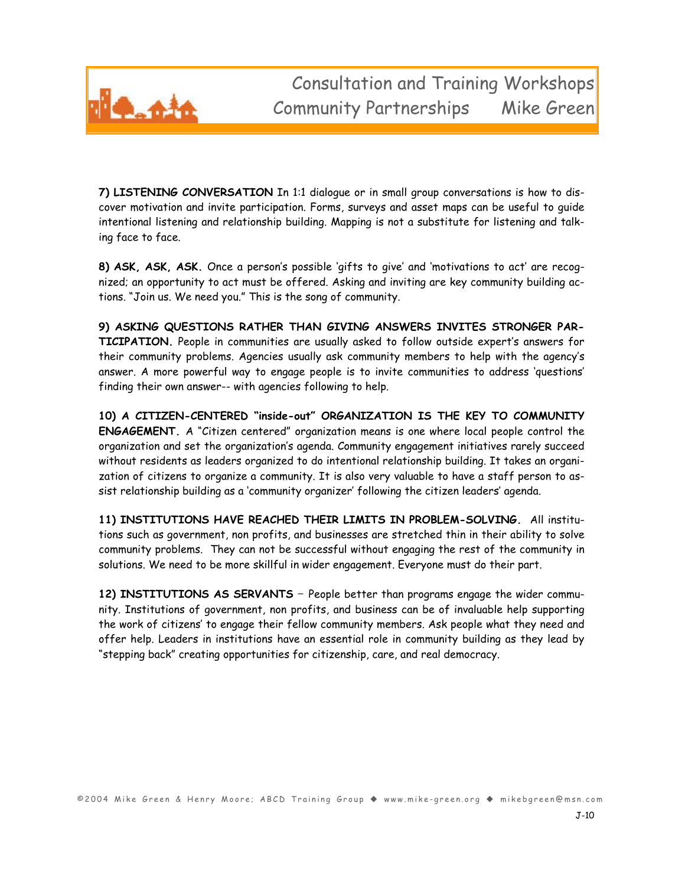**7) LISTENING CONVERSATION** In 1:1 dialogue or in small group conversations is how to discover motivation and invite participation. Forms, surveys and asset maps can be useful to guide intentional listening and relationship building. Mapping is not a substitute for listening and talking face to face.

**8) ASK, ASK, ASK.** Once a person's possible 'gifts to give' and 'motivations to act' are recognized; an opportunity to act must be offered. Asking and inviting are key community building actions. "Join us. We need you." This is the song of community.

**9) ASKING QUESTIONS RATHER THAN GIVING ANSWERS INVITES STRONGER PARTICIPATION.** People in communities are usually asked to follow outside expert's answers for their community problems. Agencies usually ask community members to help with the agency's answer. A more powerful way to engage people is to invite communities to address 'questions' finding their own answer-- with agencies following to help.

**10) A CITIZEN-CENTERED "inside-out" ORGANIZATION IS THE KEY TO COMMUNITY ENGAGEMENT.** A "Citizen centered" organization means is one where local people control the organization and set the organization's agenda. Community engagement initiatives rarely succeed without residents as leaders organized to do intentional relationship building. It takes an organization of citizens to organize a community. It is also very valuable to have a staff person to assist relationship building as a 'community organizer' following the citizen leaders' agenda.

**11) INSTITUTIONS HAVE REACHED THEIR LIMITS IN PROBLEM-SOLVING.** All institutions such as government, non profits, and businesses are stretched thin in their ability to solve community problems. They can not be successful without engaging the rest of the community in solutions. We need to be more skillful in wider engagement. Everyone must do their part.

**12) INSTITUTIONS AS SERVANTS** – People better than programs engage the wider community. Institutions of government, non profits, and business can be of invaluable help supporting the work of citizens' to engage their fellow community members. Ask people what they need and offer help. Leaders in institutions have an essential role in community building as they lead by "stepping back" creating opportunities for citizenship, care, and real democracy.